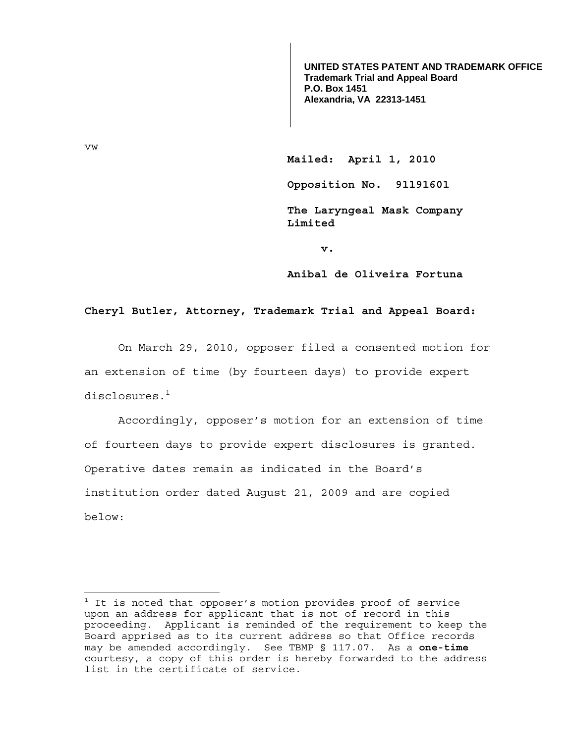**UNITED STATES PATENT AND TRADEMARK OFFICE**
**Trademark Trial and Appeal Board**
**P.O. Box 1451**
**Alexandria, VA 22313-1451**

vw

**Mailed: April 1, 2010**

**Opposition No. 91191601**

**The Laryngeal Mask Company Limited**

**v.**

**Anibal de Oliveira Fortuna**

**Cheryl Butler, Attorney, Trademark Trial and Appeal Board:**

On March 29, 2010, opposer filed a consented motion for an extension of time (by fourteen days) to provide expert disclosures.[1]

Accordingly, opposer's motion for an extension of time of fourteen days to provide expert disclosures is granted. Operative dates remain as indicated in the Board's institution order dated August 21, 2009 and are copied below:

---

[1] It is noted that opposer's motion provides proof of service upon an address for applicant that is not of record in this proceeding. Applicant is reminded of the requirement to keep the Board apprised as to its current address so that Office records may be amended accordingly. See TBMP § 117.07. As a **one-time** courtesy, a copy of this order is hereby forwarded to the address list in the certificate of service.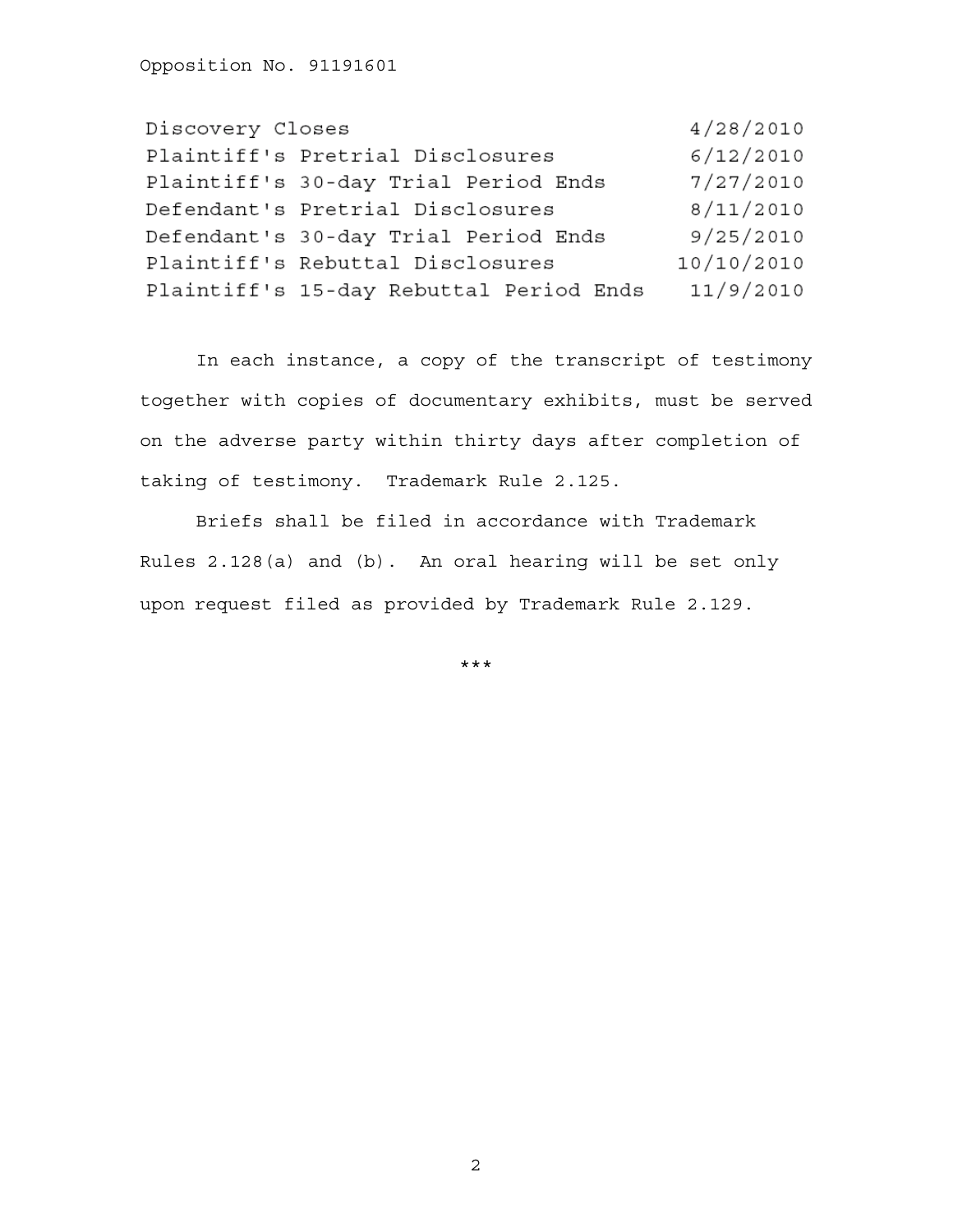Opposition No. 91191601

| | |
|---|---|
| Discovery Closes | 4/28/2010 |
| Plaintiff's Pretrial Disclosures | 6/12/2010 |
| Plaintiff's 30-day Trial Period Ends | 7/27/2010 |
| Defendant's Pretrial Disclosures | 8/11/2010 |
| Defendant's 30-day Trial Period Ends | 9/25/2010 |
| Plaintiff's Rebuttal Disclosures | 10/10/2010 |
| Plaintiff's 15-day Rebuttal Period Ends | 11/9/2010 |

In each instance, a copy of the transcript of testimony together with copies of documentary exhibits, must be served on the adverse party within thirty days after completion of taking of testimony. Trademark Rule 2.125.

Briefs shall be filed in accordance with Trademark Rules 2.128(a) and (b). An oral hearing will be set only upon request filed as provided by Trademark Rule 2.129.

***